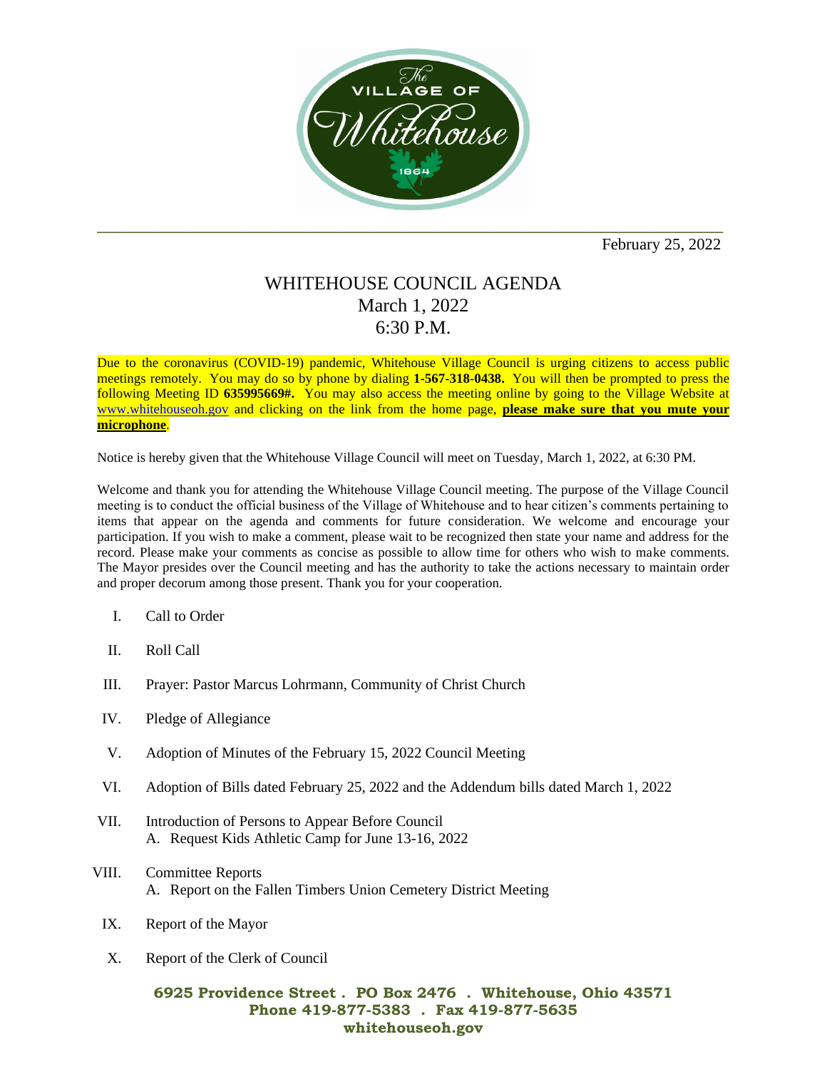February 25, 2022

# WHITEHOUSE COUNCIL AGENDA
## March 1, 2022
## 6:30 P.M.

Due to the coronavirus (COVID-19) pandemic, Whitehouse Village Council is urging citizens to access public meetings remotely. You may do so by phone by dialing **1-567-318-0438.** You will then be prompted to press the following Meeting ID **635995669#.** You may also access the meeting online by going to the Village Website at www.whitehouseoh.gov and clicking on the link from the home page, **please make sure that you mute your microphone**.

Notice is hereby given that the Whitehouse Village Council will meet on Tuesday, March 1, 2022, at 6:30 PM.

Welcome and thank you for attending the Whitehouse Village Council meeting. The purpose of the Village Council meeting is to conduct the official business of the Village of Whitehouse and to hear citizen's comments pertaining to items that appear on the agenda and comments for future consideration. We welcome and encourage your participation. If you wish to make a comment, please wait to be recognized then state your name and address for the record. Please make your comments as concise as possible to allow time for others who wish to make comments. The Mayor presides over the Council meeting and has the authority to take the actions necessary to maintain order and proper decorum among those present. Thank you for your cooperation.

I. Call to Order

II. Roll Call

III. Prayer: Pastor Marcus Lohrmann, Community of Christ Church

IV. Pledge of Allegiance

V. Adoption of Minutes of the February 15, 2022 Council Meeting

VI. Adoption of Bills dated February 25, 2022 and the Addendum bills dated March 1, 2022

VII. Introduction of Persons to Appear Before Council
   A. Request Kids Athletic Camp for June 13-16, 2022

VIII. Committee Reports
   A. Report on the Fallen Timbers Union Cemetery District Meeting

IX. Report of the Mayor

X. Report of the Clerk of Council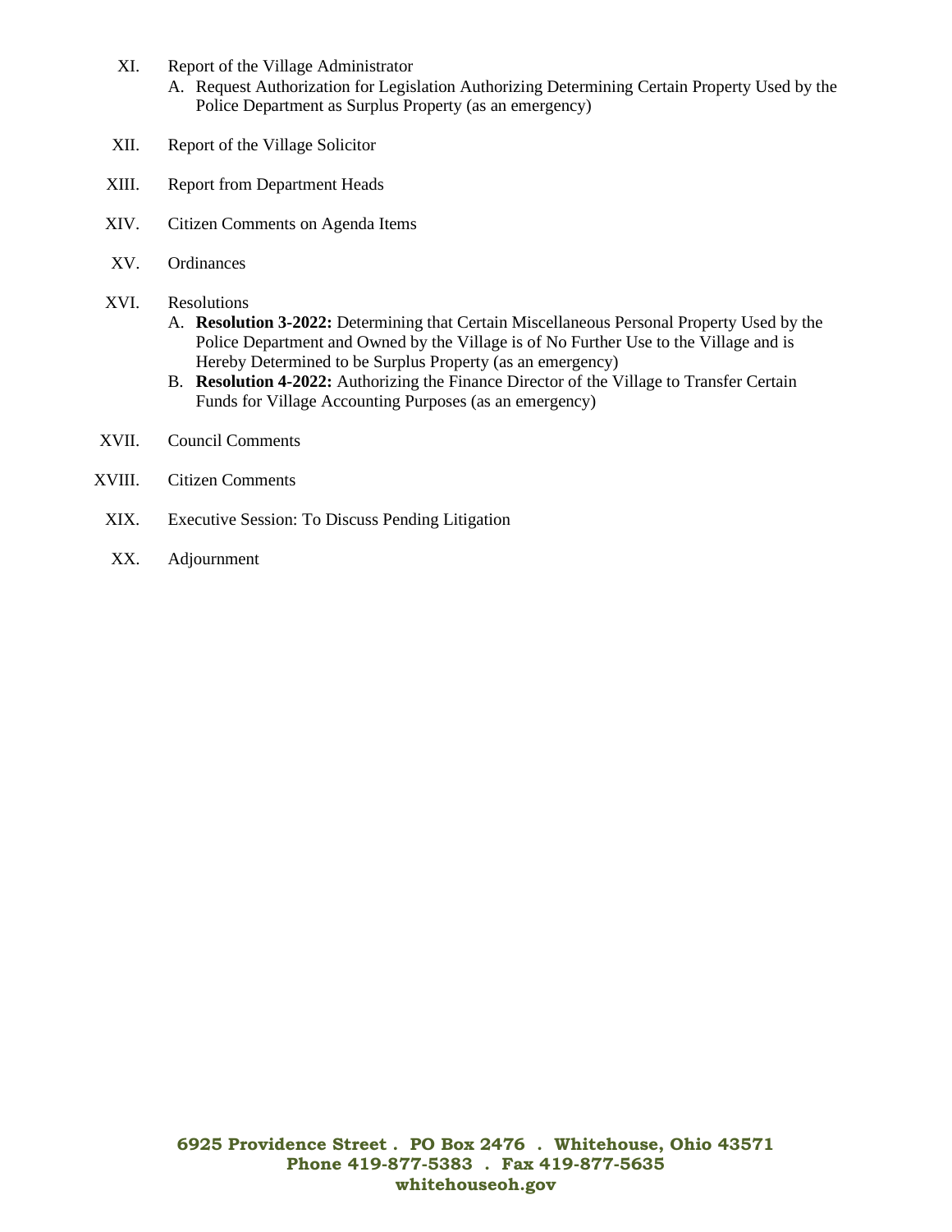XI. Report of the Village Administrator
   A. Request Authorization for Legislation Authorizing Determining Certain Property Used by the Police Department as Surplus Property (as an emergency)

XII. Report of the Village Solicitor

XIII. Report from Department Heads

XIV. Citizen Comments on Agenda Items

XV. Ordinances

XVI. Resolutions
   A. **Resolution 3-2022:** Determining that Certain Miscellaneous Personal Property Used by the Police Department and Owned by the Village is of No Further Use to the Village and is Hereby Determined to be Surplus Property (as an emergency)
   B. **Resolution 4-2022:** Authorizing the Finance Director of the Village to Transfer Certain Funds for Village Accounting Purposes (as an emergency)

XVII. Council Comments

XVIII. Citizen Comments

XIX. Executive Session: To Discuss Pending Litigation

XX. Adjournment

**6925 Providence Street . PO Box 2476 . Whitehouse, Ohio 43571**
**Phone 419-877-5383 . Fax 419-877-5635**
**whitehouseoh.gov**